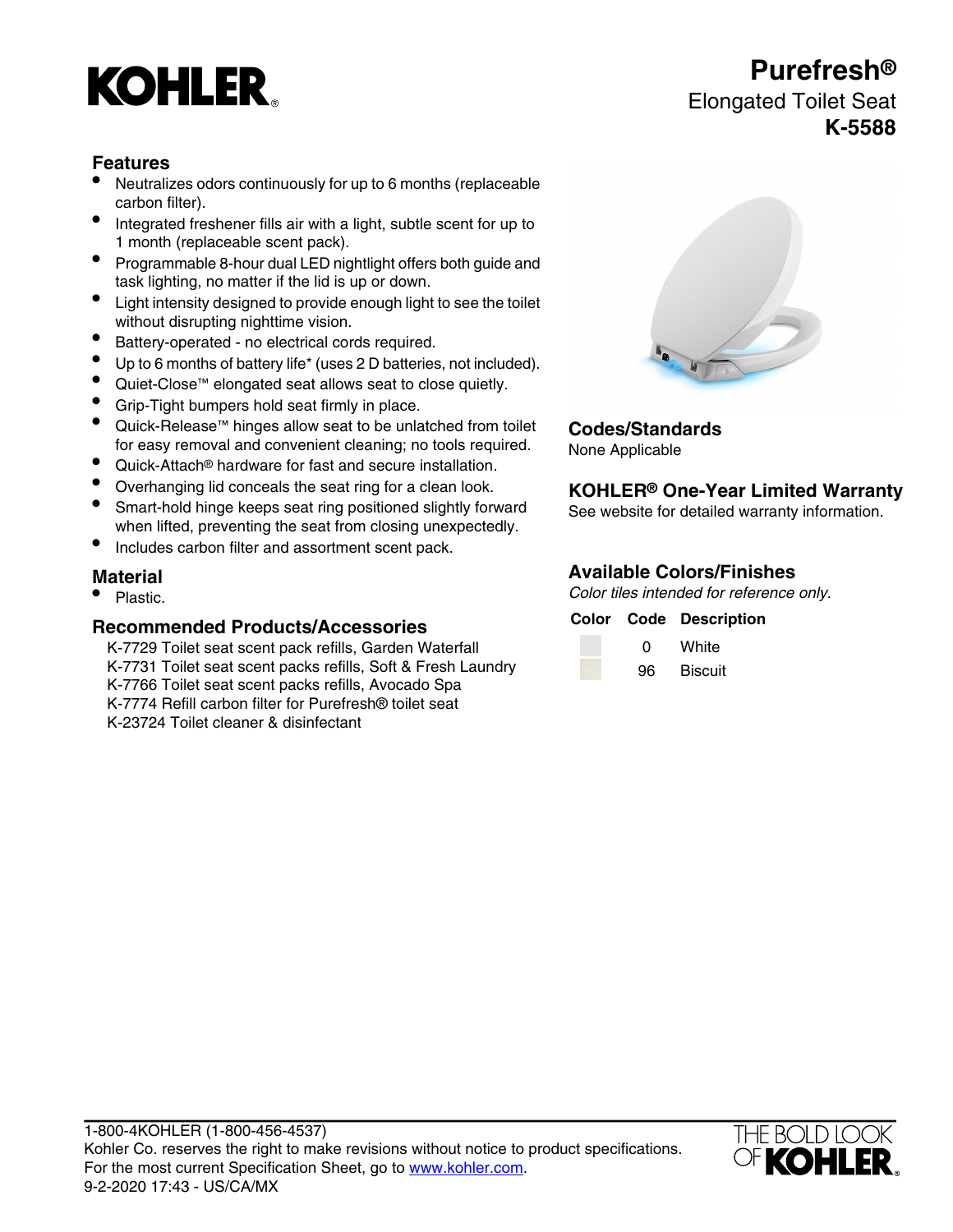KOHLER

# Purefresh®

Elongated Toilet Seat

**K-5588**

## Features

- Neutralizes odors continuously for up to 6 months (replaceable carbon filter).
- Integrated freshener fills air with a light, subtle scent for up to 1 month (replaceable scent pack).
- Programmable 8-hour dual LED nightlight offers both guide and task lighting, no matter if the lid is up or down.
- Light intensity designed to provide enough light to see the toilet without disrupting nighttime vision.
- Battery-operated - no electrical cords required.
- Up to 6 months of battery life* (uses 2 D batteries, not included).
- Quiet-Close™ elongated seat allows seat to close quietly.
- Grip-Tight bumpers hold seat firmly in place.
- Quick-Release™ hinges allow seat to be unlatched from toilet for easy removal and convenient cleaning; no tools required.
- Quick-Attach® hardware for fast and secure installation.
- Overhanging lid conceals the seat ring for a clean look.
- Smart-hold hinge keeps seat ring positioned slightly forward when lifted, preventing the seat from closing unexpectedly.
- Includes carbon filter and assortment scent pack.

## Material

- Plastic.

## Recommended Products/Accessories

K-7729 Toilet seat scent pack refills, Garden Waterfall
K-7731 Toilet seat scent packs refills, Soft & Fresh Laundry
K-7766 Toilet seat scent packs refills, Avocado Spa
K-7774 Refill carbon filter for Purefresh® toilet seat
K-23724 Toilet cleaner & disinfectant

## Codes/Standards

None Applicable

## KOHLER® One-Year Limited Warranty

See website for detailed warranty information.

## Available Colors/Finishes

*Color tiles intended for reference only.*

| Color | Code | Description |
|---|---|---|
| | 0 | White |
| | 96 | Biscuit |

1-800-4KOHLER (1-800-456-4537)
Kohler Co. reserves the right to make revisions without notice to product specifications.
For the most current Specification Sheet, go to www.kohler.com.
9-2-2020 17:43 - US/CA/MX

THE BOLD LOOK OF KOHLER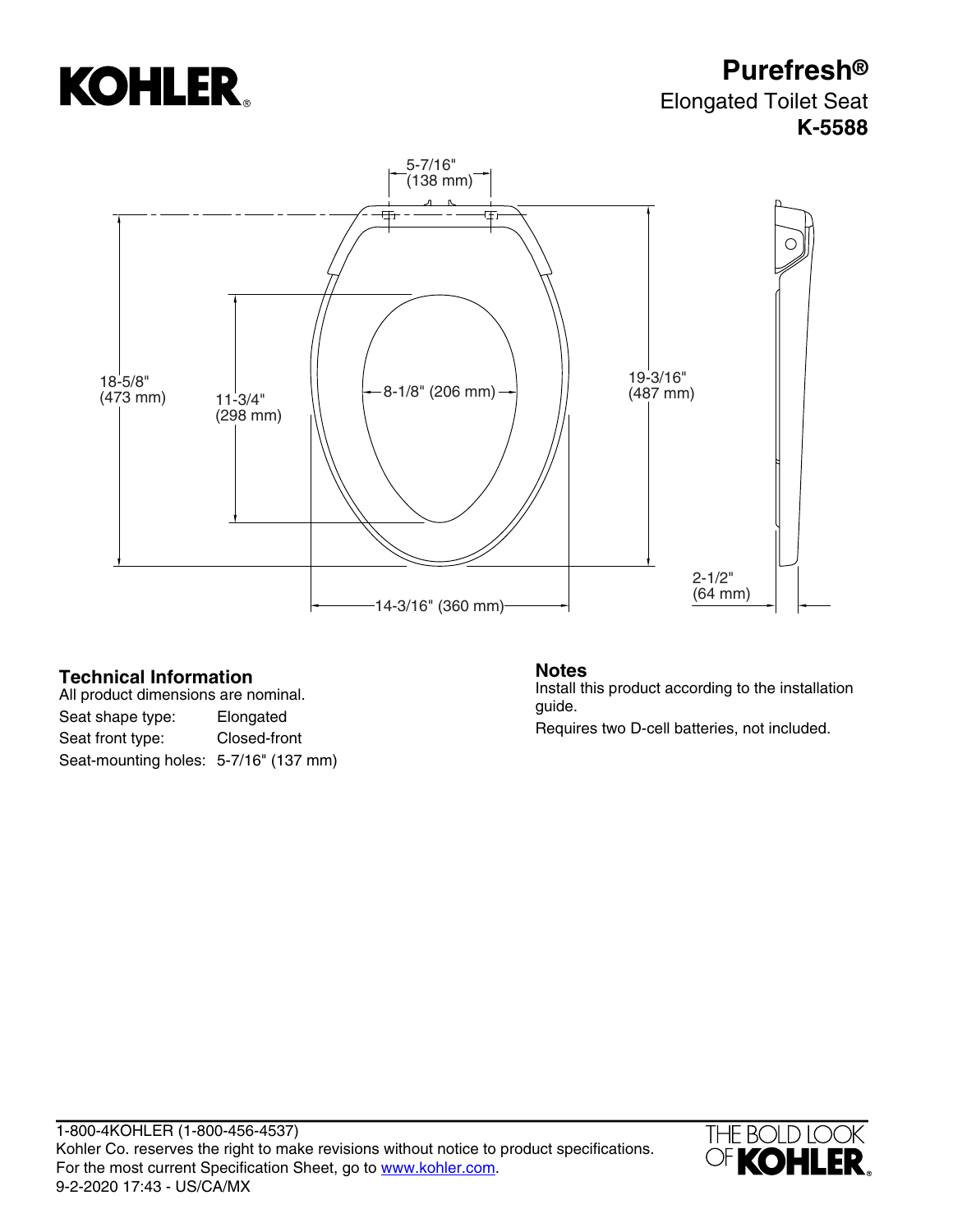# KOHLER

## Purefresh®

Elongated Toilet Seat

**K-5588**

5-7/16"
(138 mm)

18-5/8"
(473 mm)

11-3/4"
(298 mm)

8-1/8" (206 mm)

19-3/16"
(487 mm)

14-3/16" (360 mm)

2-1/2"
(64 mm)

### Technical Information

All product dimensions are nominal.

| | |
|---|---|
| Seat shape type: | Elongated |
| Seat front type: | Closed-front |
| Seat-mounting holes: | 5-7/16" (137 mm) |

### Notes

Install this product according to the installation guide.

Requires two D-cell batteries, not included.

1-800-4KOHLER (1-800-456-4537)
Kohler Co. reserves the right to make revisions without notice to product specifications.
For the most current Specification Sheet, go to www.kohler.com.
9-2-2020 17:43 - US/CA/MX

THE BOLD LOOK OF KOHLER.